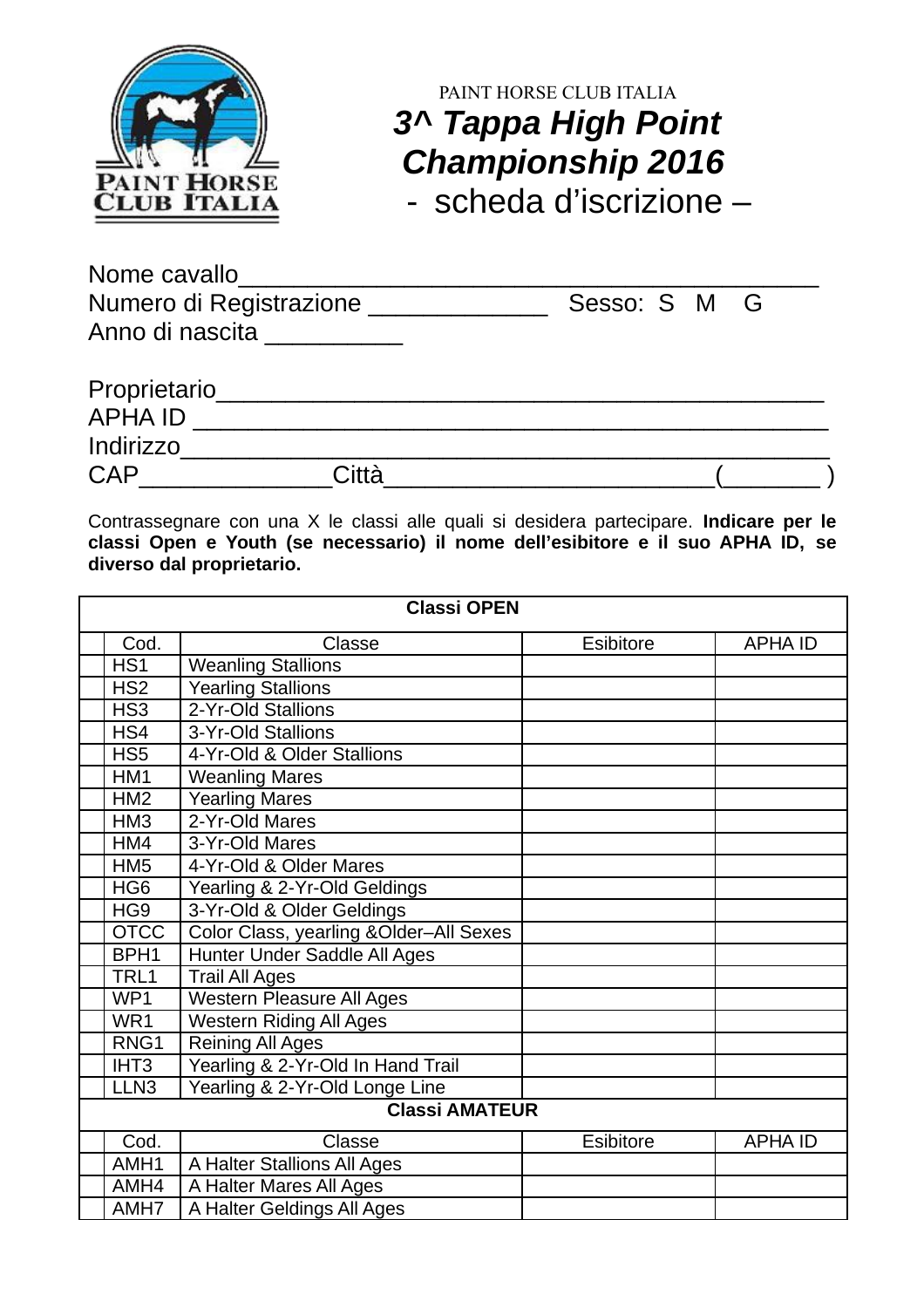PAINT HORSE CLUB ITALIA

# *3^ Tappa High Point Championship 2016*

## - scheda d'iscrizione –

Nome cavallo\_\_\_\_\_\_\_\_\_\_\_\_\_\_\_\_\_\_\_\_\_\_\_\_\_\_\_\_\_\_\_\_\_\_\_\_\_\_\_\_\_\_\_\_

Numero di Registrazione \_\_\_\_\_\_\_\_\_\_\_\_\_ Sesso: S M G

Anno di nascita \_\_\_\_\_\_\_\_\_\_

Proprietario\_\_\_\_\_\_\_\_\_\_\_\_\_\_\_\_\_\_\_\_\_\_\_\_\_\_\_\_\_\_\_\_\_\_\_\_\_\_\_\_\_\_\_\_\_

APHA ID \_\_\_\_\_\_\_\_\_\_\_\_\_\_\_\_\_\_\_\_\_\_\_\_\_\_\_\_\_\_\_\_\_\_\_\_\_\_\_\_\_\_\_\_\_\_

Indirizzo\_\_\_\_\_\_\_\_\_\_\_\_\_\_\_\_\_\_\_\_\_\_\_\_\_\_\_\_\_\_\_\_\_\_\_\_\_\_\_\_\_\_\_\_\_\_\_

CAP\_\_\_\_\_\_\_\_\_\_\_\_\_Città\_\_\_\_\_\_\_\_\_\_\_\_\_\_\_\_\_\_\_\_\_\_\_\_(\_\_\_\_\_\_\_ )

Contrassegnare con una X le classi alle quali si desidera partecipare. **Indicare per le classi Open e Youth (se necessario) il nome dell'esibitore e il suo APHA ID, se diverso dal proprietario.**

| | **Classi OPEN** | | | |
|---|---|---|---|---|
| | Cod. | Classe | Esibitore | APHA ID |
| | HS1 | Weanling Stallions | | |
| | HS2 | Yearling Stallions | | |
| | HS3 | 2-Yr-Old Stallions | | |
| | HS4 | 3-Yr-Old Stallions | | |
| | HS5 | 4-Yr-Old & Older Stallions | | |
| | HM1 | Weanling Mares | | |
| | HM2 | Yearling Mares | | |
| | HM3 | 2-Yr-Old Mares | | |
| | HM4 | 3-Yr-Old Mares | | |
| | HM5 | 4-Yr-Old & Older Mares | | |
| | HG6 | Yearling & 2-Yr-Old Geldings | | |
| | HG9 | 3-Yr-Old & Older Geldings | | |
| | OTCC | Color Class, yearling &Older–All Sexes | | |
| | BPH1 | Hunter Under Saddle All Ages | | |
| | TRL1 | Trail All Ages | | |
| | WP1 | Western Pleasure All Ages | | |
| | WR1 | Western Riding All Ages | | |
| | RNG1 | Reining All Ages | | |
| | IHT3 | Yearling & 2-Yr-Old In Hand Trail | | |
| | LLN3 | Yearling & 2-Yr-Old Longe Line | | |
| | **Classi AMATEUR** | | | |
| | Cod. | Classe | Esibitore | APHA ID |
| | AMH1 | A Halter Stallions All Ages | | |
| | AMH4 | A Halter Mares All Ages | | |
| | AMH7 | A Halter Geldings All Ages | | |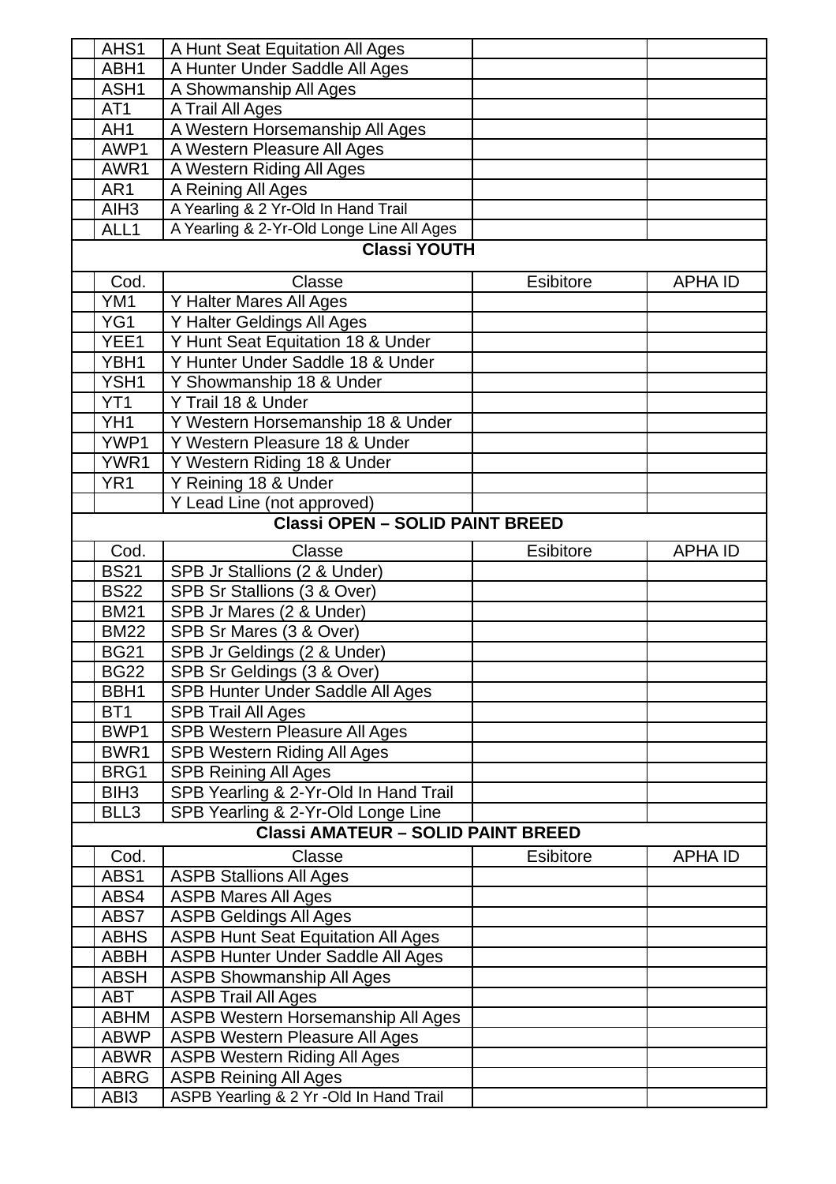| | Cod. | Classe | Esibitore | APHA ID |
|---|---|---|---|---|
| | AHS1 | A Hunt Seat Equitation All Ages | | |
| | ABH1 | A Hunter Under Saddle All Ages | | |
| | ASH1 | A Showmanship All Ages | | |
| | AT1 | A Trail All Ages | | |
| | AH1 | A Western Horsemanship All Ages | | |
| | AWP1 | A Western Pleasure All Ages | | |
| | AWR1 | A Western Riding All Ages | | |
| | AR1 | A Reining All Ages | | |
| | AIH3 | A Yearling & 2 Yr-Old In Hand Trail | | |
| | ALL1 | A Yearling & 2-Yr-Old Longe Line All Ages | | |

**Classi YOUTH**

| | Cod. | Classe | Esibitore | APHA ID |
|---|---|---|---|---|
| | YM1 | Y Halter Mares All Ages | | |
| | YG1 | Y Halter Geldings All Ages | | |
| | YEE1 | Y Hunt Seat Equitation 18 & Under | | |
| | YBH1 | Y Hunter Under Saddle 18 & Under | | |
| | YSH1 | Y Showmanship 18 & Under | | |
| | YT1 | Y Trail 18 & Under | | |
| | YH1 | Y Western Horsemanship 18 & Under | | |
| | YWP1 | Y Western Pleasure 18 & Under | | |
| | YWR1 | Y Western Riding 18 & Under | | |
| | YR1 | Y Reining 18 & Under | | |
| | | Y Lead Line (not approved) | | |

**Classi OPEN – SOLID PAINT BREED**

| | Cod. | Classe | Esibitore | APHA ID |
|---|---|---|---|---|
| | BS21 | SPB Jr Stallions (2 & Under) | | |
| | BS22 | SPB Sr Stallions (3 & Over) | | |
| | BM21 | SPB Jr Mares (2 & Under) | | |
| | BM22 | SPB Sr Mares (3 & Over) | | |
| | BG21 | SPB Jr Geldings (2 & Under) | | |
| | BG22 | SPB Sr Geldings (3 & Over) | | |
| | BBH1 | SPB Hunter Under Saddle All Ages | | |
| | BT1 | SPB Trail All Ages | | |
| | BWP1 | SPB Western Pleasure All Ages | | |
| | BWR1 | SPB Western Riding All Ages | | |
| | BRG1 | SPB Reining All Ages | | |
| | BIH3 | SPB Yearling & 2-Yr-Old In Hand Trail | | |
| | BLL3 | SPB Yearling & 2-Yr-Old Longe Line | | |

**Classi AMATEUR – SOLID PAINT BREED**

| | Cod. | Classe | Esibitore | APHA ID |
|---|---|---|---|---|
| | ABS1 | ASPB Stallions All Ages | | |
| | ABS4 | ASPB Mares All Ages | | |
| | ABS7 | ASPB Geldings All Ages | | |
| | ABHS | ASPB Hunt Seat Equitation All Ages | | |
| | ABBH | ASPB Hunter Under Saddle All Ages | | |
| | ABSH | ASPB Showmanship All Ages | | |
| | ABT | ASPB Trail All Ages | | |
| | ABHM | ASPB Western Horsemanship All Ages | | |
| | ABWP | ASPB Western Pleasure All Ages | | |
| | ABWR | ASPB Western Riding All Ages | | |
| | ABRG | ASPB Reining All Ages | | |
| | ABI3 | ASPB Yearling & 2 Yr -Old In Hand Trail | | |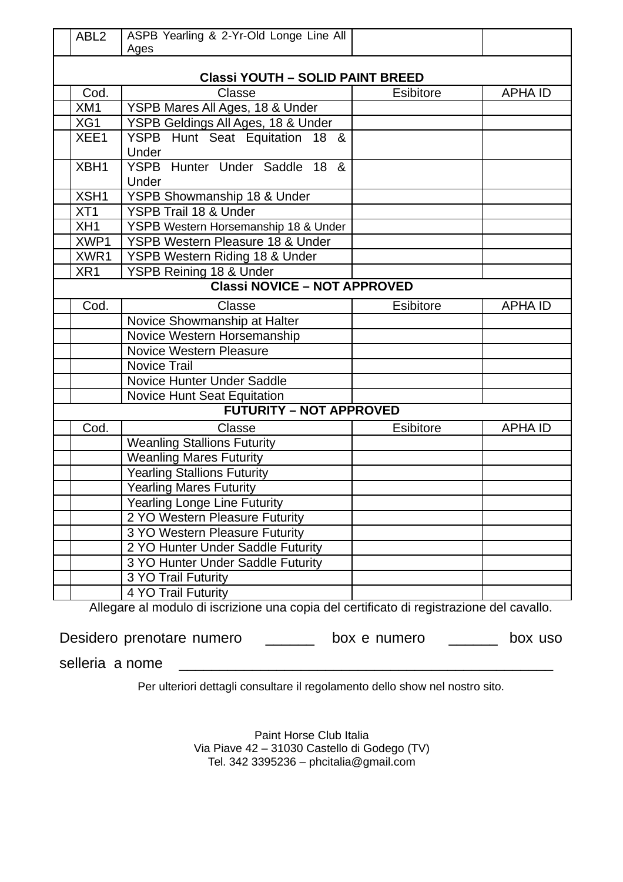| | | | | |
|---|---|---|---|---|
| | ABL2 | ASPB Yearling & 2-Yr-Old Longe Line All Ages | | |
| **Classi YOUTH – SOLID PAINT BREED** | | | | |
| | Cod. | Classe | Esibitore | APHA ID |
| | XM1 | YSPB Mares All Ages, 18 & Under | | |
| | XG1 | YSPB Geldings All Ages, 18 & Under | | |
| | XEE1 | YSPB Hunt Seat Equitation 18 & Under | | |
| | XBH1 | YSPB Hunter Under Saddle 18 & Under | | |
| | XSH1 | YSPB Showmanship 18 & Under | | |
| | XT1 | YSPB Trail 18 & Under | | |
| | XH1 | YSPB Western Horsemanship 18 & Under | | |
| | XWP1 | YSPB Western Pleasure 18 & Under | | |
| | XWR1 | YSPB Western Riding 18 & Under | | |
| | XR1 | YSPB Reining 18 & Under | | |
| **Classi NOVICE – NOT APPROVED** | | | | |
| | Cod. | Classe | Esibitore | APHA ID |
| | | Novice Showmanship at Halter | | |
| | | Novice Western Horsemanship | | |
| | | Novice Western Pleasure | | |
| | | Novice Trail | | |
| | | Novice Hunter Under Saddle | | |
| | | Novice Hunt Seat Equitation | | |
| **FUTURITY – NOT APPROVED** | | | | |
| | Cod. | Classe | Esibitore | APHA ID |
| | | Weanling Stallions Futurity | | |
| | | Weanling Mares Futurity | | |
| | | Yearling Stallions Futurity | | |
| | | Yearling Mares Futurity | | |
| | | Yearling Longe Line Futurity | | |
| | | 2 YO Western Pleasure Futurity | | |
| | | 3 YO Western Pleasure Futurity | | |
| | | 2 YO Hunter Under Saddle Futurity | | |
| | | 3 YO Hunter Under Saddle Futurity | | |
| | | 3 YO Trail Futurity | | |
| | | 4 YO Trail Futurity | | |

Allegare al modulo di iscrizione una copia del certificato di registrazione del cavallo.

Desidero prenotare numero ______ box e numero ______ box uso selleria a nome ______________________________________________

Per ulteriori dettagli consultare il regolamento dello show nel nostro sito.

Paint Horse Club Italia
Via Piave 42 – 31030 Castello di Godego (TV)
Tel. 342 3395236 – phcitalia@gmail.com